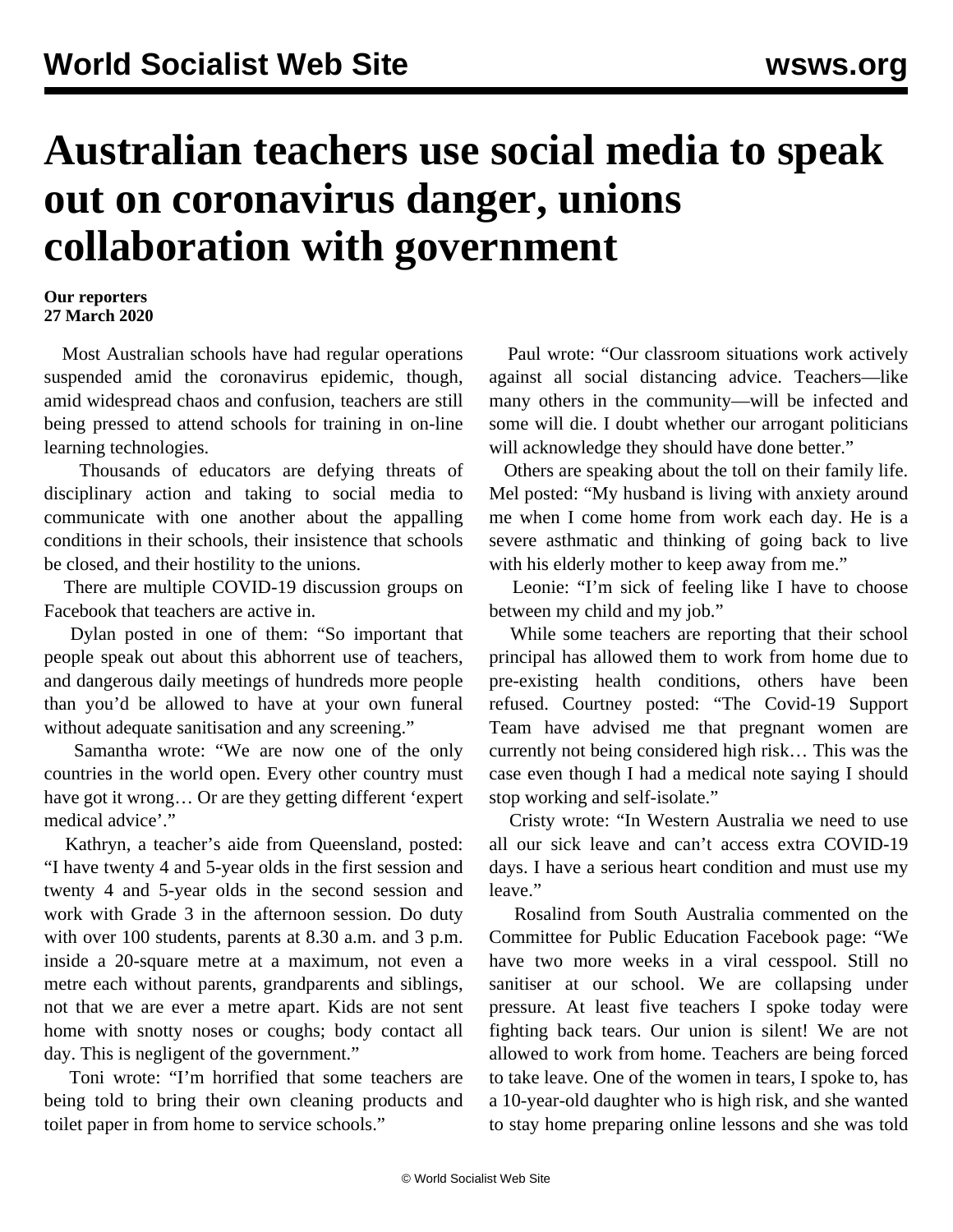# Australian teachers use social media to speak out on coronavirus danger, unions collaboration with government

**Our reporters**
**27 March 2020**

Most Australian schools have had regular operations suspended amid the coronavirus epidemic, though, amid widespread chaos and confusion, teachers are still being pressed to attend schools for training in on-line learning technologies.

Thousands of educators are defying threats of disciplinary action and taking to social media to communicate with one another about the appalling conditions in their schools, their insistence that schools be closed, and their hostility to the unions.

There are multiple COVID-19 discussion groups on Facebook that teachers are active in.

Dylan posted in one of them: "So important that people speak out about this abhorrent use of teachers, and dangerous daily meetings of hundreds more people than you'd be allowed to have at your own funeral without adequate sanitisation and any screening."

Samantha wrote: "We are now one of the only countries in the world open. Every other country must have got it wrong… Or are they getting different 'expert medical advice'."

Kathryn, a teacher's aide from Queensland, posted: "I have twenty 4 and 5-year olds in the first session and twenty 4 and 5-year olds in the second session and work with Grade 3 in the afternoon session. Do duty with over 100 students, parents at 8.30 a.m. and 3 p.m. inside a 20-square metre at a maximum, not even a metre each without parents, grandparents and siblings, not that we are ever a metre apart. Kids are not sent home with snotty noses or coughs; body contact all day. This is negligent of the government."

Toni wrote: "I'm horrified that some teachers are being told to bring their own cleaning products and toilet paper in from home to service schools."

Paul wrote: "Our classroom situations work actively against all social distancing advice. Teachers—like many others in the community—will be infected and some will die. I doubt whether our arrogant politicians will acknowledge they should have done better."

Others are speaking about the toll on their family life. Mel posted: "My husband is living with anxiety around me when I come home from work each day. He is a severe asthmatic and thinking of going back to live with his elderly mother to keep away from me."

Leonie: "I'm sick of feeling like I have to choose between my child and my job."

While some teachers are reporting that their school principal has allowed them to work from home due to pre-existing health conditions, others have been refused. Courtney posted: "The Covid-19 Support Team have advised me that pregnant women are currently not being considered high risk… This was the case even though I had a medical note saying I should stop working and self-isolate."

Cristy wrote: "In Western Australia we need to use all our sick leave and can't access extra COVID-19 days. I have a serious heart condition and must use my leave."

Rosalind from South Australia commented on the Committee for Public Education Facebook page: "We have two more weeks in a viral cesspool. Still no sanitiser at our school. We are collapsing under pressure. At least five teachers I spoke today were fighting back tears. Our union is silent! We are not allowed to work from home. Teachers are being forced to take leave. One of the women in tears, I spoke to, has a 10-year-old daughter who is high risk, and she wanted to stay home preparing online lessons and she was told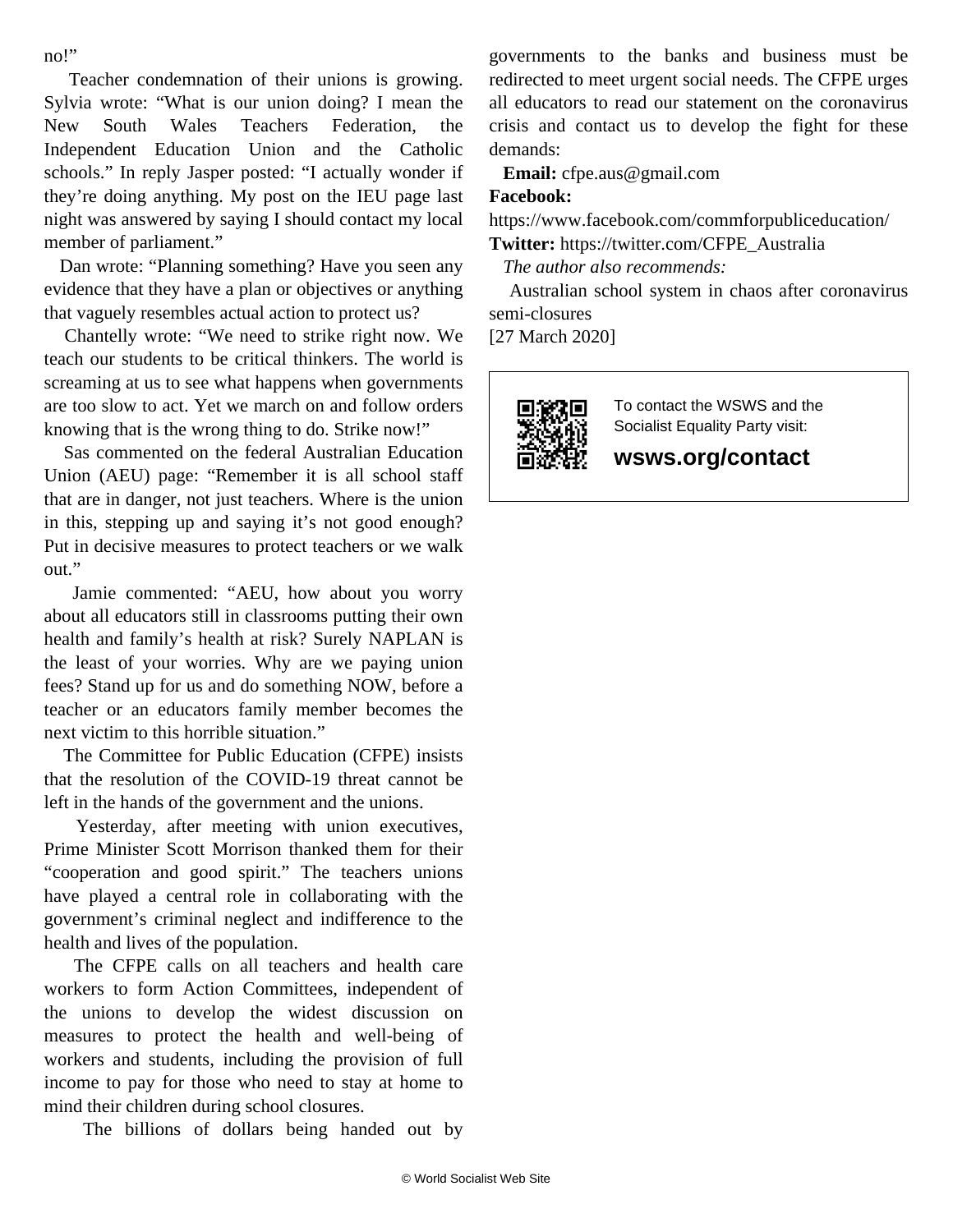no!"

Teacher condemnation of their unions is growing. Sylvia wrote: "What is our union doing? I mean the New South Wales Teachers Federation, the Independent Education Union and the Catholic schools." In reply Jasper posted: "I actually wonder if they're doing anything. My post on the IEU page last night was answered by saying I should contact my local member of parliament."

Dan wrote: "Planning something? Have you seen any evidence that they have a plan or objectives or anything that vaguely resembles actual action to protect us?

Chantelly wrote: "We need to strike right now. We teach our students to be critical thinkers. The world is screaming at us to see what happens when governments are too slow to act. Yet we march on and follow orders knowing that is the wrong thing to do. Strike now!"

Sas commented on the federal Australian Education Union (AEU) page: "Remember it is all school staff that are in danger, not just teachers. Where is the union in this, stepping up and saying it's not good enough? Put in decisive measures to protect teachers or we walk out."

Jamie commented: "AEU, how about you worry about all educators still in classrooms putting their own health and family's health at risk? Surely NAPLAN is the least of your worries. Why are we paying union fees? Stand up for us and do something NOW, before a teacher or an educators family member becomes the next victim to this horrible situation."

The Committee for Public Education (CFPE) insists that the resolution of the COVID-19 threat cannot be left in the hands of the government and the unions.

Yesterday, after meeting with union executives, Prime Minister Scott Morrison thanked them for their "cooperation and good spirit." The teachers unions have played a central role in collaborating with the government's criminal neglect and indifference to the health and lives of the population.

The CFPE calls on all teachers and health care workers to form Action Committees, independent of the unions to develop the widest discussion on measures to protect the health and well-being of workers and students, including the provision of full income to pay for those who need to stay at home to mind their children during school closures.

The billions of dollars being handed out by governments to the banks and business must be redirected to meet urgent social needs. The CFPE urges all educators to read our statement on the coronavirus crisis and contact us to develop the fight for these demands:

**Email:** cfpe.aus@gmail.com

**Facebook:** https://www.facebook.com/commforpubliceducation/

**Twitter:** https://twitter.com/CFPE_Australia

*The author also recommends:*

Australian school system in chaos after coronavirus semi-closures
[27 March 2020]

To contact the WSWS and the Socialist Equality Party visit:

**wsws.org/contact**